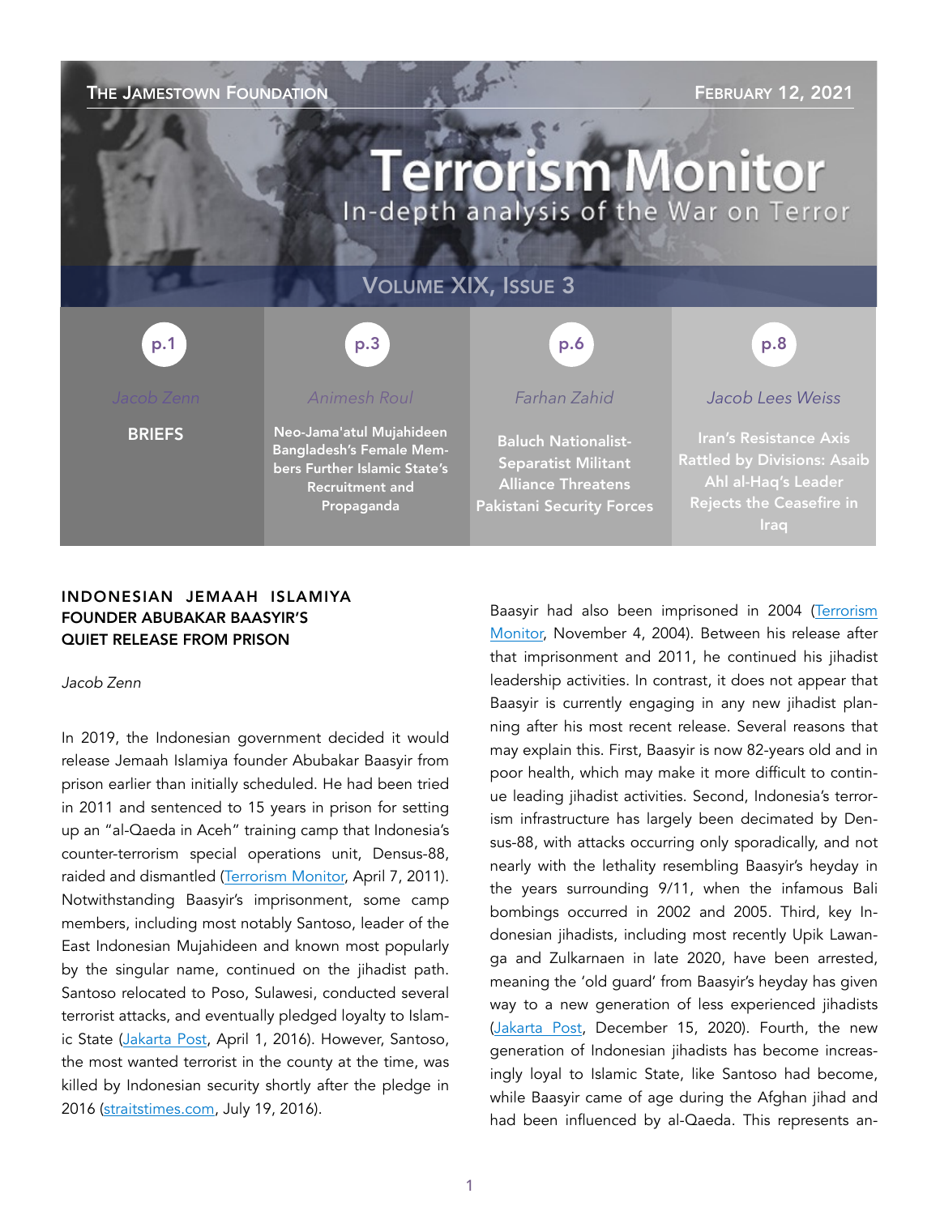THE JAMESTOWN FOUNDATION — FEBRUARY 12, 2021

# Terrorism Monitor

In-depth analysis of the War on Terror

VOLUME XIX, ISSUE 3

| p.1 | p.3 | p.6 | p.8 |
|---|---|---|---|
| Jacob Zenn | Animesh Roul | Farhan Zahid | Jacob Lees Weiss |
| BRIEFS | Neo-Jama'atul Mujahideen Bangladesh's Female Members Further Islamic State's Recruitment and Propaganda | Baluch Nationalist-Separatist Militant Alliance Threatens Pakistani Security Forces | Iran's Resistance Axis Rattled by Divisions: Asaib Ahl al-Haq's Leader Rejects the Ceasefire in Iraq |

## INDONESIAN JEMAAH ISLAMIYA FOUNDER ABUBAKAR BAASYIR'S QUIET RELEASE FROM PRISON

*Jacob Zenn*

In 2019, the Indonesian government decided it would release Jemaah Islamiya founder Abubakar Baasyir from prison earlier than initially scheduled. He had been tried in 2011 and sentenced to 15 years in prison for setting up an "al-Qaeda in Aceh" training camp that Indonesia's counter-terrorism special operations unit, Densus-88, raided and dismantled (Terrorism Monitor, April 7, 2011). Notwithstanding Baasyir's imprisonment, some camp members, including most notably Santoso, leader of the East Indonesian Mujahideen and known most popularly by the singular name, continued on the jihadist path. Santoso relocated to Poso, Sulawesi, conducted several terrorist attacks, and eventually pledged loyalty to Islamic State (Jakarta Post, April 1, 2016). However, Santoso, the most wanted terrorist in the county at the time, was killed by Indonesian security shortly after the pledge in 2016 (straitstimes.com, July 19, 2016).

Baasyir had also been imprisoned in 2004 (Terrorism Monitor, November 4, 2004). Between his release after that imprisonment and 2011, he continued his jihadist leadership activities. In contrast, it does not appear that Baasyir is currently engaging in any new jihadist planning after his most recent release. Several reasons that may explain this. First, Baasyir is now 82-years old and in poor health, which may make it more difficult to continue leading jihadist activities. Second, Indonesia's terrorism infrastructure has largely been decimated by Densus-88, with attacks occurring only sporadically, and not nearly with the lethality resembling Baasyir's heyday in the years surrounding 9/11, when the infamous Bali bombings occurred in 2002 and 2005. Third, key Indonesian jihadists, including most recently Upik Lawanga and Zulkarnaen in late 2020, have been arrested, meaning the 'old guard' from Baasyir's heyday has given way to a new generation of less experienced jihadists (Jakarta Post, December 15, 2020). Fourth, the new generation of Indonesian jihadists has become increasingly loyal to Islamic State, like Santoso had become, while Baasyir came of age during the Afghan jihad and had been influenced by al-Qaeda. This represents an-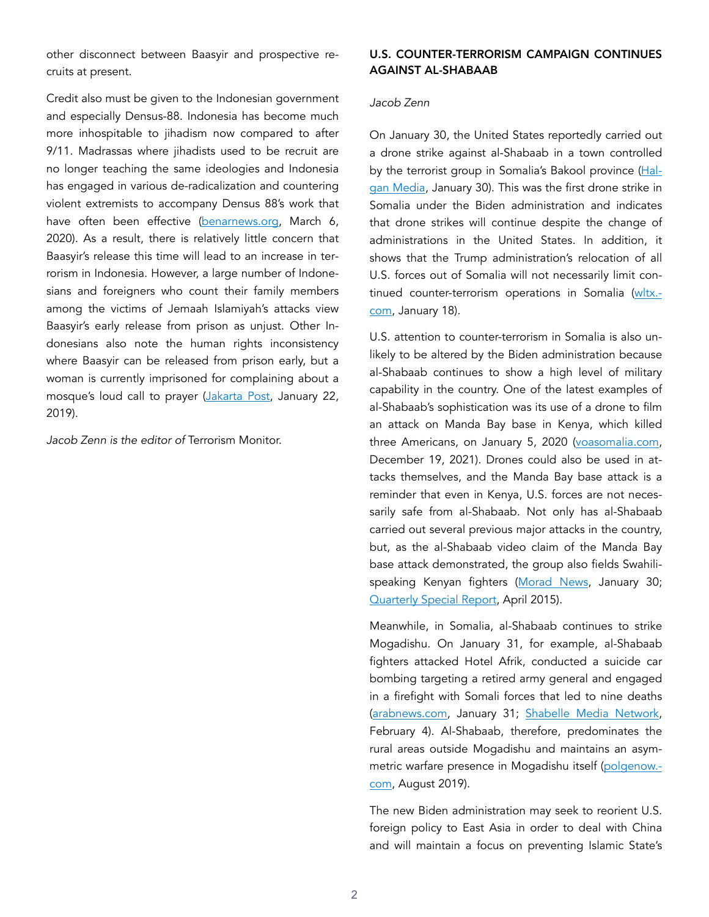other disconnect between Baasyir and prospective recruits at present.

Credit also must be given to the Indonesian government and especially Densus-88. Indonesia has become much more inhospitable to jihadism now compared to after 9/11. Madrassas where jihadists used to be recruit are no longer teaching the same ideologies and Indonesia has engaged in various de-radicalization and countering violent extremists to accompany Densus 88's work that have often been effective (benarnews.org, March 6, 2020). As a result, there is relatively little concern that Baasyir's release this time will lead to an increase in terrorism in Indonesia. However, a large number of Indonesians and foreigners who count their family members among the victims of Jemaah Islamiyah's attacks view Baasyir's early release from prison as unjust. Other Indonesians also note the human rights inconsistency where Baasyir can be released from prison early, but a woman is currently imprisoned for complaining about a mosque's loud call to prayer (Jakarta Post, January 22, 2019).

*Jacob Zenn is the editor of* Terrorism Monitor.

## U.S. COUNTER-TERRORISM CAMPAIGN CONTINUES AGAINST AL-SHABAAB

*Jacob Zenn*

On January 30, the United States reportedly carried out a drone strike against al-Shabaab in a town controlled by the terrorist group in Somalia's Bakool province (Halgan Media, January 30). This was the first drone strike in Somalia under the Biden administration and indicates that drone strikes will continue despite the change of administrations in the United States. In addition, it shows that the Trump administration's relocation of all U.S. forces out of Somalia will not necessarily limit continued counter-terrorism operations in Somalia (wltx.com, January 18).

U.S. attention to counter-terrorism in Somalia is also unlikely to be altered by the Biden administration because al-Shabaab continues to show a high level of military capability in the country. One of the latest examples of al-Shabaab's sophistication was its use of a drone to film an attack on Manda Bay base in Kenya, which killed three Americans, on January 5, 2020 (voasomalia.com, December 19, 2021). Drones could also be used in attacks themselves, and the Manda Bay base attack is a reminder that even in Kenya, U.S. forces are not necessarily safe from al-Shabaab. Not only has al-Shabaab carried out several previous major attacks in the country, but, as the al-Shabaab video claim of the Manda Bay base attack demonstrated, the group also fields Swahili-speaking Kenyan fighters (Morad News, January 30; Quarterly Special Report, April 2015).

Meanwhile, in Somalia, al-Shabaab continues to strike Mogadishu. On January 31, for example, al-Shabaab fighters attacked Hotel Afrik, conducted a suicide car bombing targeting a retired army general and engaged in a firefight with Somali forces that led to nine deaths (arabnews.com, January 31; Shabelle Media Network, February 4). Al-Shabaab, therefore, predominates the rural areas outside Mogadishu and maintains an asymmetric warfare presence in Mogadishu itself (polgenow.com, August 2019).

The new Biden administration may seek to reorient U.S. foreign policy to East Asia in order to deal with China and will maintain a focus on preventing Islamic State's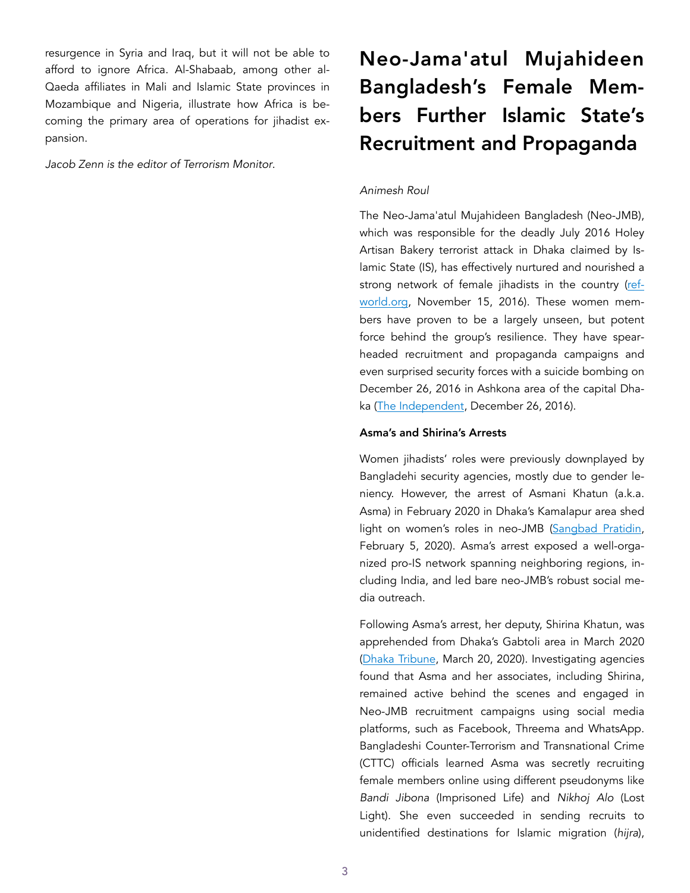resurgence in Syria and Iraq, but it will not be able to afford to ignore Africa. Al-Shabaab, among other al-Qaeda affiliates in Mali and Islamic State provinces in Mozambique and Nigeria, illustrate how Africa is becoming the primary area of operations for jihadist expansion.

*Jacob Zenn is the editor of Terrorism Monitor.*

# Neo-Jama'atul Mujahideen Bangladesh's Female Members Further Islamic State's Recruitment and Propaganda

*Animesh Roul*

The Neo-Jama'atul Mujahideen Bangladesh (Neo-JMB), which was responsible for the deadly July 2016 Holey Artisan Bakery terrorist attack in Dhaka claimed by Islamic State (IS), has effectively nurtured and nourished a strong network of female jihadists in the country (refworld.org, November 15, 2016). These women members have proven to be a largely unseen, but potent force behind the group's resilience. They have spearheaded recruitment and propaganda campaigns and even surprised security forces with a suicide bombing on December 26, 2016 in Ashkona area of the capital Dhaka (The Independent, December 26, 2016).

**Asma's and Shirina's Arrests**

Women jihadists' roles were previously downplayed by Bangladehi security agencies, mostly due to gender leniency. However, the arrest of Asmani Khatun (a.k.a. Asma) in February 2020 in Dhaka's Kamalapur area shed light on women's roles in neo-JMB (Sangbad Pratidin, February 5, 2020). Asma's arrest exposed a well-organized pro-IS network spanning neighboring regions, including India, and led bare neo-JMB's robust social media outreach.

Following Asma's arrest, her deputy, Shirina Khatun, was apprehended from Dhaka's Gabtoli area in March 2020 (Dhaka Tribune, March 20, 2020). Investigating agencies found that Asma and her associates, including Shirina, remained active behind the scenes and engaged in Neo-JMB recruitment campaigns using social media platforms, such as Facebook, Threema and WhatsApp. Bangladeshi Counter-Terrorism and Transnational Crime (CTTC) officials learned Asma was secretly recruiting female members online using different pseudonyms like *Bandi Jibona* (Imprisoned Life) and *Nikhoj Alo* (Lost Light). She even succeeded in sending recruits to unidentified destinations for Islamic migration (*hijra*),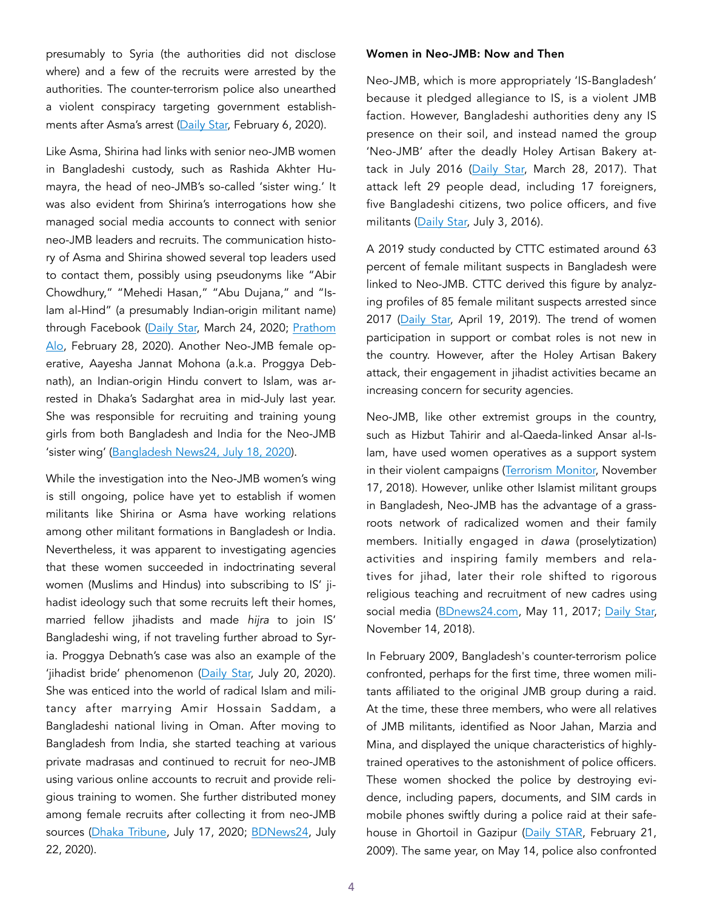presumably to Syria (the authorities did not disclose where) and a few of the recruits were arrested by the authorities. The counter-terrorism police also unearthed a violent conspiracy targeting government establishments after Asma's arrest (Daily Star, February 6, 2020).

Like Asma, Shirina had links with senior neo-JMB women in Bangladeshi custody, such as Rashida Akhter Humayra, the head of neo-JMB's so-called 'sister wing.' It was also evident from Shirina's interrogations how she managed social media accounts to connect with senior neo-JMB leaders and recruits. The communication history of Asma and Shirina showed several top leaders used to contact them, possibly using pseudonyms like "Abir Chowdhury," "Mehedi Hasan," "Abu Dujana," and "Islam al-Hind" (a presumably Indian-origin militant name) through Facebook (Daily Star, March 24, 2020; Prathom Alo, February 28, 2020). Another Neo-JMB female operative, Aayesha Jannat Mohona (a.k.a. Proggya Debnath), an Indian-origin Hindu convert to Islam, was arrested in Dhaka's Sadarghat area in mid-July last year. She was responsible for recruiting and training young girls from both Bangladesh and India for the Neo-JMB 'sister wing' (Bangladesh News24, July 18, 2020).

While the investigation into the Neo-JMB women's wing is still ongoing, police have yet to establish if women militants like Shirina or Asma have working relations among other militant formations in Bangladesh or India. Nevertheless, it was apparent to investigating agencies that these women succeeded in indoctrinating several women (Muslims and Hindus) into subscribing to IS' jihadist ideology such that some recruits left their homes, married fellow jihadists and made *hijra* to join IS' Bangladeshi wing, if not traveling further abroad to Syria. Proggya Debnath's case was also an example of the 'jihadist bride' phenomenon (Daily Star, July 20, 2020). She was enticed into the world of radical Islam and militancy after marrying Amir Hossain Saddam, a Bangladeshi national living in Oman. After moving to Bangladesh from India, she started teaching at various private madrasas and continued to recruit for neo-JMB using various online accounts to recruit and provide religious training to women. She further distributed money among female recruits after collecting it from neo-JMB sources (Dhaka Tribune, July 17, 2020; BDNews24, July 22, 2020).

**Women in Neo-JMB: Now and Then**

Neo-JMB, which is more appropriately 'IS-Bangladesh' because it pledged allegiance to IS, is a violent JMB faction. However, Bangladeshi authorities deny any IS presence on their soil, and instead named the group 'Neo-JMB' after the deadly Holey Artisan Bakery attack in July 2016 (Daily Star, March 28, 2017). That attack left 29 people dead, including 17 foreigners, five Bangladeshi citizens, two police officers, and five militants (Daily Star, July 3, 2016).

A 2019 study conducted by CTTC estimated around 63 percent of female militant suspects in Bangladesh were linked to Neo-JMB. CTTC derived this figure by analyzing profiles of 85 female militant suspects arrested since 2017 (Daily Star, April 19, 2019). The trend of women participation in support or combat roles is not new in the country. However, after the Holey Artisan Bakery attack, their engagement in jihadist activities became an increasing concern for security agencies.

Neo-JMB, like other extremist groups in the country, such as Hizbut Tahirir and al-Qaeda-linked Ansar al-Islam, have used women operatives as a support system in their violent campaigns (Terrorism Monitor, November 17, 2018). However, unlike other Islamist militant groups in Bangladesh, Neo-JMB has the advantage of a grassroots network of radicalized women and their family members. Initially engaged in *dawa* (proselytization) activities and inspiring family members and relatives for jihad, later their role shifted to rigorous religious teaching and recruitment of new cadres using social media (BDnews24.com, May 11, 2017; Daily Star, November 14, 2018).

In February 2009, Bangladesh's counter-terrorism police confronted, perhaps for the first time, three women militants affiliated to the original JMB group during a raid. At the time, these three members, who were all relatives of JMB militants, identified as Noor Jahan, Marzia and Mina, and displayed the unique characteristics of highly-trained operatives to the astonishment of police officers. These women shocked the police by destroying evidence, including papers, documents, and SIM cards in mobile phones swiftly during a police raid at their safe-house in Ghortoil in Gazipur (Daily STAR, February 21, 2009). The same year, on May 14, police also confronted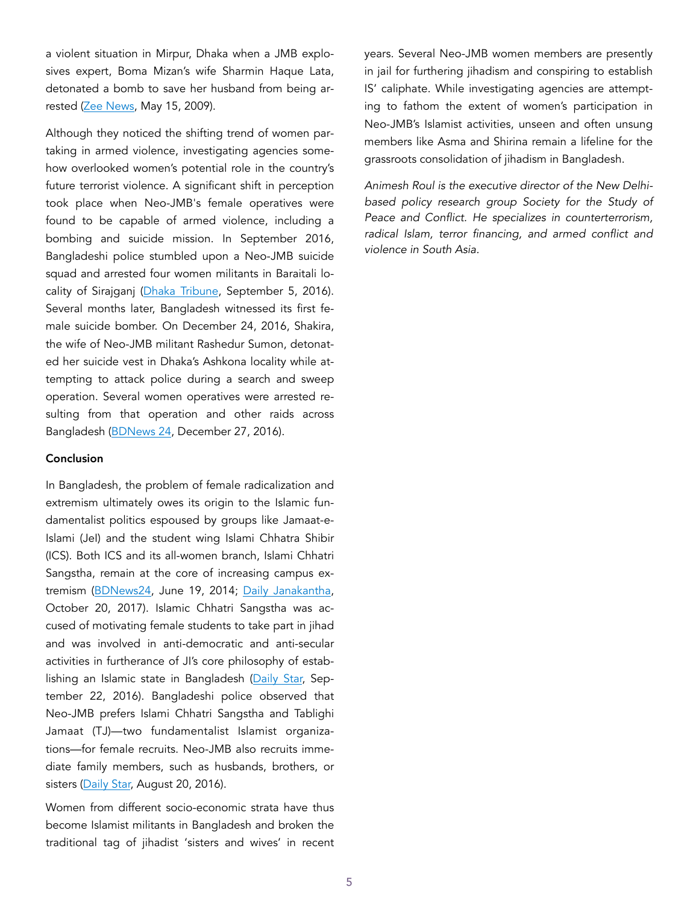a violent situation in Mirpur, Dhaka when a JMB explosives expert, Boma Mizan's wife Sharmin Haque Lata, detonated a bomb to save her husband from being arrested (Zee News, May 15, 2009).

Although they noticed the shifting trend of women partaking in armed violence, investigating agencies somehow overlooked women's potential role in the country's future terrorist violence. A significant shift in perception took place when Neo-JMB's female operatives were found to be capable of armed violence, including a bombing and suicide mission. In September 2016, Bangladeshi police stumbled upon a Neo-JMB suicide squad and arrested four women militants in Baraitali locality of Sirajganj (Dhaka Tribune, September 5, 2016). Several months later, Bangladesh witnessed its first female suicide bomber. On December 24, 2016, Shakira, the wife of Neo-JMB militant Rashedur Sumon, detonated her suicide vest in Dhaka's Ashkona locality while attempting to attack police during a search and sweep operation. Several women operatives were arrested resulting from that operation and other raids across Bangladesh (BDNews 24, December 27, 2016).

**Conclusion**

In Bangladesh, the problem of female radicalization and extremism ultimately owes its origin to the Islamic fundamentalist politics espoused by groups like Jamaat-e-Islami (JeI) and the student wing Islami Chhatra Shibir (ICS). Both ICS and its all-women branch, Islami Chhatri Sangstha, remain at the core of increasing campus extremism (BDNews24, June 19, 2014; Daily Janakantha, October 20, 2017). Islamic Chhatri Sangstha was accused of motivating female students to take part in jihad and was involved in anti-democratic and anti-secular activities in furtherance of JI's core philosophy of establishing an Islamic state in Bangladesh (Daily Star, September 22, 2016). Bangladeshi police observed that Neo-JMB prefers Islami Chhatri Sangstha and Tablighi Jamaat (TJ)—two fundamentalist Islamist organizations—for female recruits. Neo-JMB also recruits immediate family members, such as husbands, brothers, or sisters (Daily Star, August 20, 2016).

Women from different socio-economic strata have thus become Islamist militants in Bangladesh and broken the traditional tag of jihadist 'sisters and wives' in recent years. Several Neo-JMB women members are presently in jail for furthering jihadism and conspiring to establish IS' caliphate. While investigating agencies are attempting to fathom the extent of women's participation in Neo-JMB's Islamist activities, unseen and often unsung members like Asma and Shirina remain a lifeline for the grassroots consolidation of jihadism in Bangladesh.

*Animesh Roul is the executive director of the New Delhi-based policy research group Society for the Study of Peace and Conflict. He specializes in counterterrorism, radical Islam, terror financing, and armed conflict and violence in South Asia.*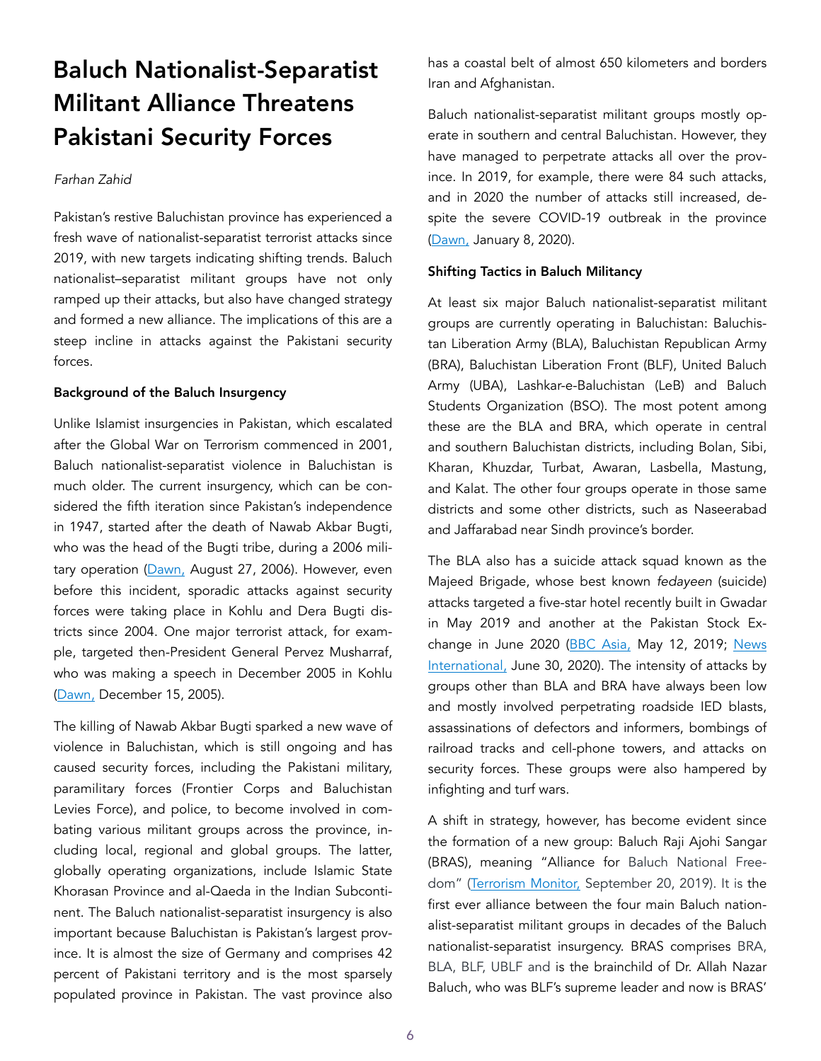# Baluch Nationalist-Separatist Militant Alliance Threatens Pakistani Security Forces

*Farhan Zahid*

Pakistan's restive Baluchistan province has experienced a fresh wave of nationalist-separatist terrorist attacks since 2019, with new targets indicating shifting trends. Baluch nationalist–separatist militant groups have not only ramped up their attacks, but also have changed strategy and formed a new alliance. The implications of this are a steep incline in attacks against the Pakistani security forces.

**Background of the Baluch Insurgency**

Unlike Islamist insurgencies in Pakistan, which escalated after the Global War on Terrorism commenced in 2001, Baluch nationalist-separatist violence in Baluchistan is much older. The current insurgency, which can be considered the fifth iteration since Pakistan's independence in 1947, started after the death of Nawab Akbar Bugti, who was the head of the Bugti tribe, during a 2006 military operation (Dawn, August 27, 2006). However, even before this incident, sporadic attacks against security forces were taking place in Kohlu and Dera Bugti districts since 2004. One major terrorist attack, for example, targeted then-President General Pervez Musharraf, who was making a speech in December 2005 in Kohlu (Dawn, December 15, 2005).

The killing of Nawab Akbar Bugti sparked a new wave of violence in Baluchistan, which is still ongoing and has caused security forces, including the Pakistani military, paramilitary forces (Frontier Corps and Baluchistan Levies Force), and police, to become involved in combating various militant groups across the province, including local, regional and global groups. The latter, globally operating organizations, include Islamic State Khorasan Province and al-Qaeda in the Indian Subcontinent. The Baluch nationalist-separatist insurgency is also important because Baluchistan is Pakistan's largest province. It is almost the size of Germany and comprises 42 percent of Pakistani territory and is the most sparsely populated province in Pakistan. The vast province also has a coastal belt of almost 650 kilometers and borders Iran and Afghanistan.

Baluch nationalist-separatist militant groups mostly operate in southern and central Baluchistan. However, they have managed to perpetrate attacks all over the province. In 2019, for example, there were 84 such attacks, and in 2020 the number of attacks still increased, despite the severe COVID-19 outbreak in the province (Dawn, January 8, 2020).

**Shifting Tactics in Baluch Militancy**

At least six major Baluch nationalist-separatist militant groups are currently operating in Baluchistan: Baluchistan Liberation Army (BLA), Baluchistan Republican Army (BRA), Baluchistan Liberation Front (BLF), United Baluch Army (UBA), Lashkar-e-Baluchistan (LeB) and Baluch Students Organization (BSO). The most potent among these are the BLA and BRA, which operate in central and southern Baluchistan districts, including Bolan, Sibi, Kharan, Khuzdar, Turbat, Awaran, Lasbella, Mastung, and Kalat. The other four groups operate in those same districts and some other districts, such as Naseerabad and Jaffarabad near Sindh province's border.

The BLA also has a suicide attack squad known as the Majeed Brigade, whose best known *fedayeen* (suicide) attacks targeted a five-star hotel recently built in Gwadar in May 2019 and another at the Pakistan Stock Exchange in June 2020 (BBC Asia, May 12, 2019; News International, June 30, 2020). The intensity of attacks by groups other than BLA and BRA have always been low and mostly involved perpetrating roadside IED blasts, assassinations of defectors and informers, bombings of railroad tracks and cell-phone towers, and attacks on security forces. These groups were also hampered by infighting and turf wars.

A shift in strategy, however, has become evident since the formation of a new group: Baluch Raji Ajohi Sangar (BRAS), meaning "Alliance for Baluch National Freedom" (Terrorism Monitor, September 20, 2019). It is the first ever alliance between the four main Baluch nationalist-separatist militant groups in decades of the Baluch nationalist-separatist insurgency. BRAS comprises BRA, BLA, BLF, UBLF and is the brainchild of Dr. Allah Nazar Baluch, who was BLF's supreme leader and now is BRAS'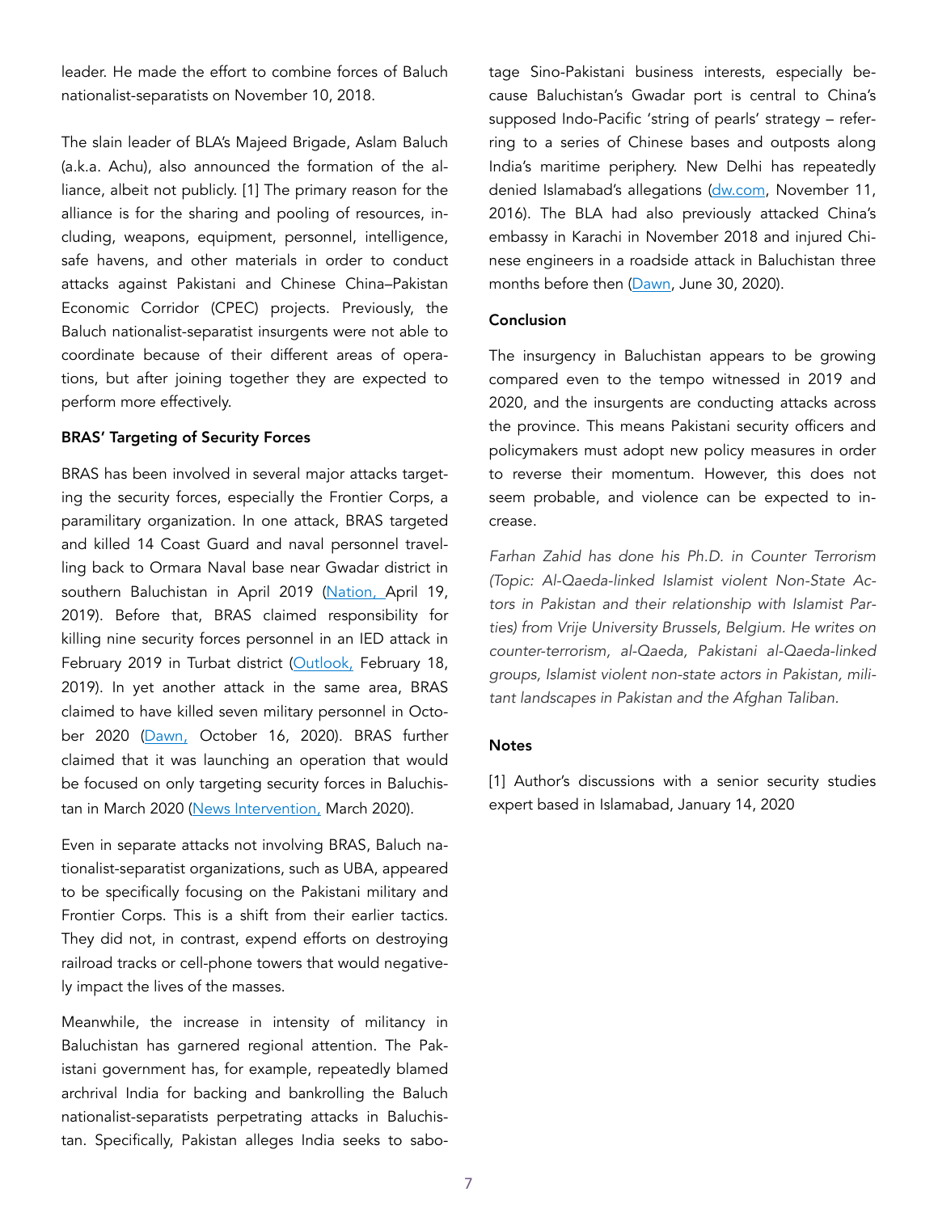leader. He made the effort to combine forces of Baluch nationalist-separatists on November 10, 2018.

The slain leader of BLA's Majeed Brigade, Aslam Baluch (a.k.a. Achu), also announced the formation of the alliance, albeit not publicly. [1] The primary reason for the alliance is for the sharing and pooling of resources, including, weapons, equipment, personnel, intelligence, safe havens, and other materials in order to conduct attacks against Pakistani and Chinese China–Pakistan Economic Corridor (CPEC) projects. Previously, the Baluch nationalist-separatist insurgents were not able to coordinate because of their different areas of operations, but after joining together they are expected to perform more effectively.

### BRAS' Targeting of Security Forces

BRAS has been involved in several major attacks targeting the security forces, especially the Frontier Corps, a paramilitary organization. In one attack, BRAS targeted and killed 14 Coast Guard and naval personnel travelling back to Ormara Naval base near Gwadar district in southern Baluchistan in April 2019 (Nation, April 19, 2019). Before that, BRAS claimed responsibility for killing nine security forces personnel in an IED attack in February 2019 in Turbat district (Outlook, February 18, 2019). In yet another attack in the same area, BRAS claimed to have killed seven military personnel in October 2020 (Dawn, October 16, 2020). BRAS further claimed that it was launching an operation that would be focused on only targeting security forces in Baluchistan in March 2020 (News Intervention, March 2020).

Even in separate attacks not involving BRAS, Baluch nationalist-separatist organizations, such as UBA, appeared to be specifically focusing on the Pakistani military and Frontier Corps. This is a shift from their earlier tactics. They did not, in contrast, expend efforts on destroying railroad tracks or cell-phone towers that would negatively impact the lives of the masses.

Meanwhile, the increase in intensity of militancy in Baluchistan has garnered regional attention. The Pakistani government has, for example, repeatedly blamed archrival India for backing and bankrolling the Baluch nationalist-separatists perpetrating attacks in Baluchistan. Specifically, Pakistan alleges India seeks to sabotage Sino-Pakistani business interests, especially because Baluchistan's Gwadar port is central to China's supposed Indo-Pacific 'string of pearls' strategy – referring to a series of Chinese bases and outposts along India's maritime periphery. New Delhi has repeatedly denied Islamabad's allegations (dw.com, November 11, 2016). The BLA had also previously attacked China's embassy in Karachi in November 2018 and injured Chinese engineers in a roadside attack in Baluchistan three months before then (Dawn, June 30, 2020).

### Conclusion

The insurgency in Baluchistan appears to be growing compared even to the tempo witnessed in 2019 and 2020, and the insurgents are conducting attacks across the province. This means Pakistani security officers and policymakers must adopt new policy measures in order to reverse their momentum. However, this does not seem probable, and violence can be expected to increase.

*Farhan Zahid has done his Ph.D. in Counter Terrorism (Topic: Al-Qaeda-linked Islamist violent Non-State Actors in Pakistan and their relationship with Islamist Parties) from Vrije University Brussels, Belgium. He writes on counter-terrorism, al-Qaeda, Pakistani al-Qaeda-linked groups, Islamist violent non-state actors in Pakistan, militant landscapes in Pakistan and the Afghan Taliban.*

### Notes

[1] Author's discussions with a senior security studies expert based in Islamabad, January 14, 2020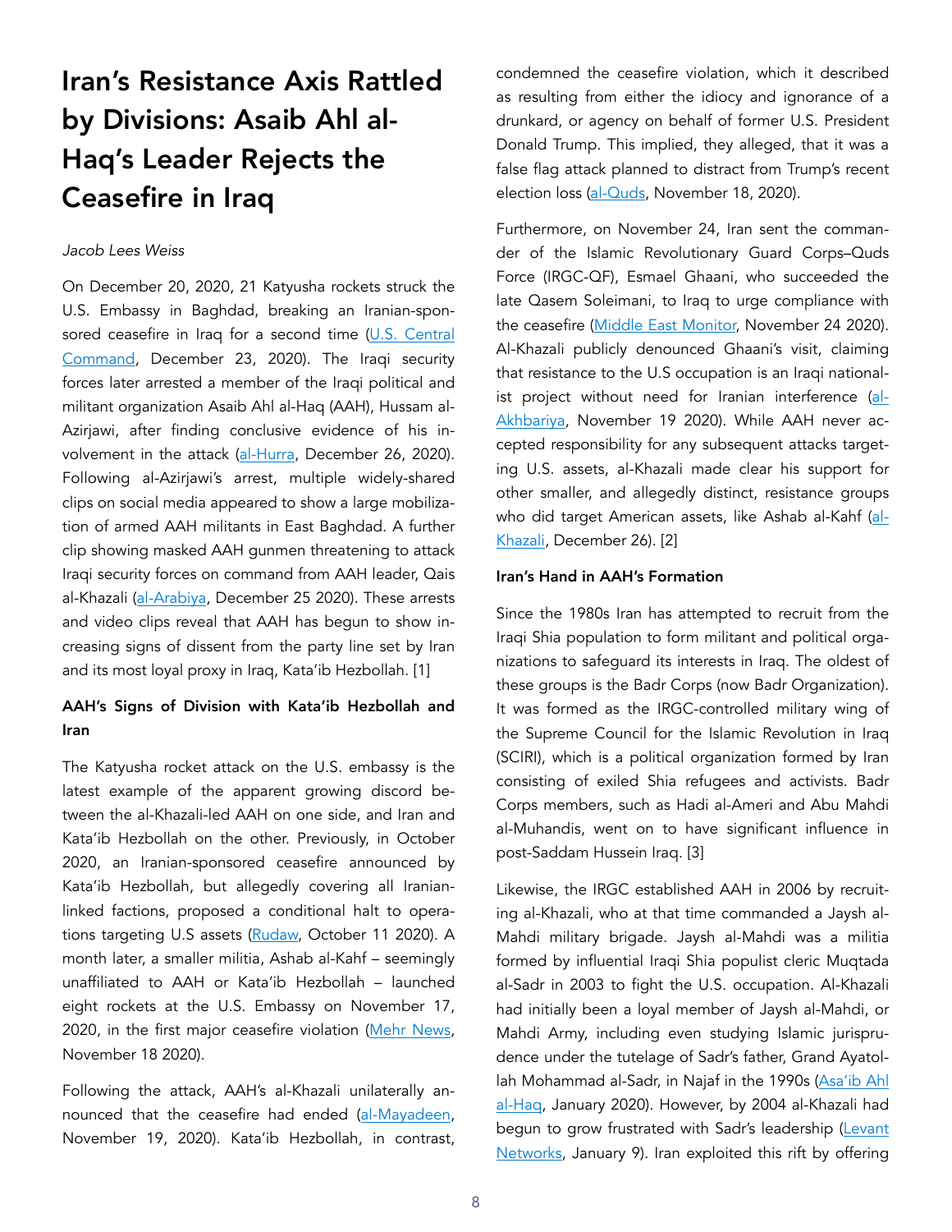# Iran's Resistance Axis Rattled by Divisions: Asaib Ahl al-Haq's Leader Rejects the Ceasefire in Iraq

*Jacob Lees Weiss*

On December 20, 2020, 21 Katyusha rockets struck the U.S. Embassy in Baghdad, breaking an Iranian-sponsored ceasefire in Iraq for a second time (U.S. Central Command, December 23, 2020). The Iraqi security forces later arrested a member of the Iraqi political and militant organization Asaib Ahl al-Haq (AAH), Hussam al-Azirjawi, after finding conclusive evidence of his involvement in the attack (al-Hurra, December 26, 2020). Following al-Azirjawi's arrest, multiple widely-shared clips on social media appeared to show a large mobilization of armed AAH militants in East Baghdad. A further clip showing masked AAH gunmen threatening to attack Iraqi security forces on command from AAH leader, Qais al-Khazali (al-Arabiya, December 25 2020). These arrests and video clips reveal that AAH has begun to show increasing signs of dissent from the party line set by Iran and its most loyal proxy in Iraq, Kata'ib Hezbollah. [1]

### AAH's Signs of Division with Kata'ib Hezbollah and Iran

The Katyusha rocket attack on the U.S. embassy is the latest example of the apparent growing discord between the al-Khazali-led AAH on one side, and Iran and Kata'ib Hezbollah on the other. Previously, in October 2020, an Iranian-sponsored ceasefire announced by Kata'ib Hezbollah, but allegedly covering all Iranian-linked factions, proposed a conditional halt to operations targeting U.S assets (Rudaw, October 11 2020). A month later, a smaller militia, Ashab al-Kahf – seemingly unaffiliated to AAH or Kata'ib Hezbollah – launched eight rockets at the U.S. Embassy on November 17, 2020, in the first major ceasefire violation (Mehr News, November 18 2020).

Following the attack, AAH's al-Khazali unilaterally announced that the ceasefire had ended (al-Mayadeen, November 19, 2020). Kata'ib Hezbollah, in contrast, condemned the ceasefire violation, which it described as resulting from either the idiocy and ignorance of a drunkard, or agency on behalf of former U.S. President Donald Trump. This implied, they alleged, that it was a false flag attack planned to distract from Trump's recent election loss (al-Quds, November 18, 2020).

Furthermore, on November 24, Iran sent the commander of the Islamic Revolutionary Guard Corps–Quds Force (IRGC-QF), Esmael Ghaani, who succeeded the late Qasem Soleimani, to Iraq to urge compliance with the ceasefire (Middle East Monitor, November 24 2020). Al-Khazali publicly denounced Ghaani's visit, claiming that resistance to the U.S occupation is an Iraqi nationalist project without need for Iranian interference (al-Akhbariya, November 19 2020). While AAH never accepted responsibility for any subsequent attacks targeting U.S. assets, al-Khazali made clear his support for other smaller, and allegedly distinct, resistance groups who did target American assets, like Ashab al-Kahf (al-Khazali, December 26). [2]

### Iran's Hand in AAH's Formation

Since the 1980s Iran has attempted to recruit from the Iraqi Shia population to form militant and political organizations to safeguard its interests in Iraq. The oldest of these groups is the Badr Corps (now Badr Organization). It was formed as the IRGC-controlled military wing of the Supreme Council for the Islamic Revolution in Iraq (SCIRI), which is a political organization formed by Iran consisting of exiled Shia refugees and activists. Badr Corps members, such as Hadi al-Ameri and Abu Mahdi al-Muhandis, went on to have significant influence in post-Saddam Hussein Iraq. [3]

Likewise, the IRGC established AAH in 2006 by recruiting al-Khazali, who at that time commanded a Jaysh al-Mahdi military brigade. Jaysh al-Mahdi was a militia formed by influential Iraqi Shia populist cleric Muqtada al-Sadr in 2003 to fight the U.S. occupation. Al-Khazali had initially been a loyal member of Jaysh al-Mahdi, or Mahdi Army, including even studying Islamic jurisprudence under the tutelage of Sadr's father, Grand Ayatollah Mohammad al-Sadr, in Najaf in the 1990s (Asa'ib Ahl al-Haq, January 2020). However, by 2004 al-Khazali had begun to grow frustrated with Sadr's leadership (Levant Networks, January 9). Iran exploited this rift by offering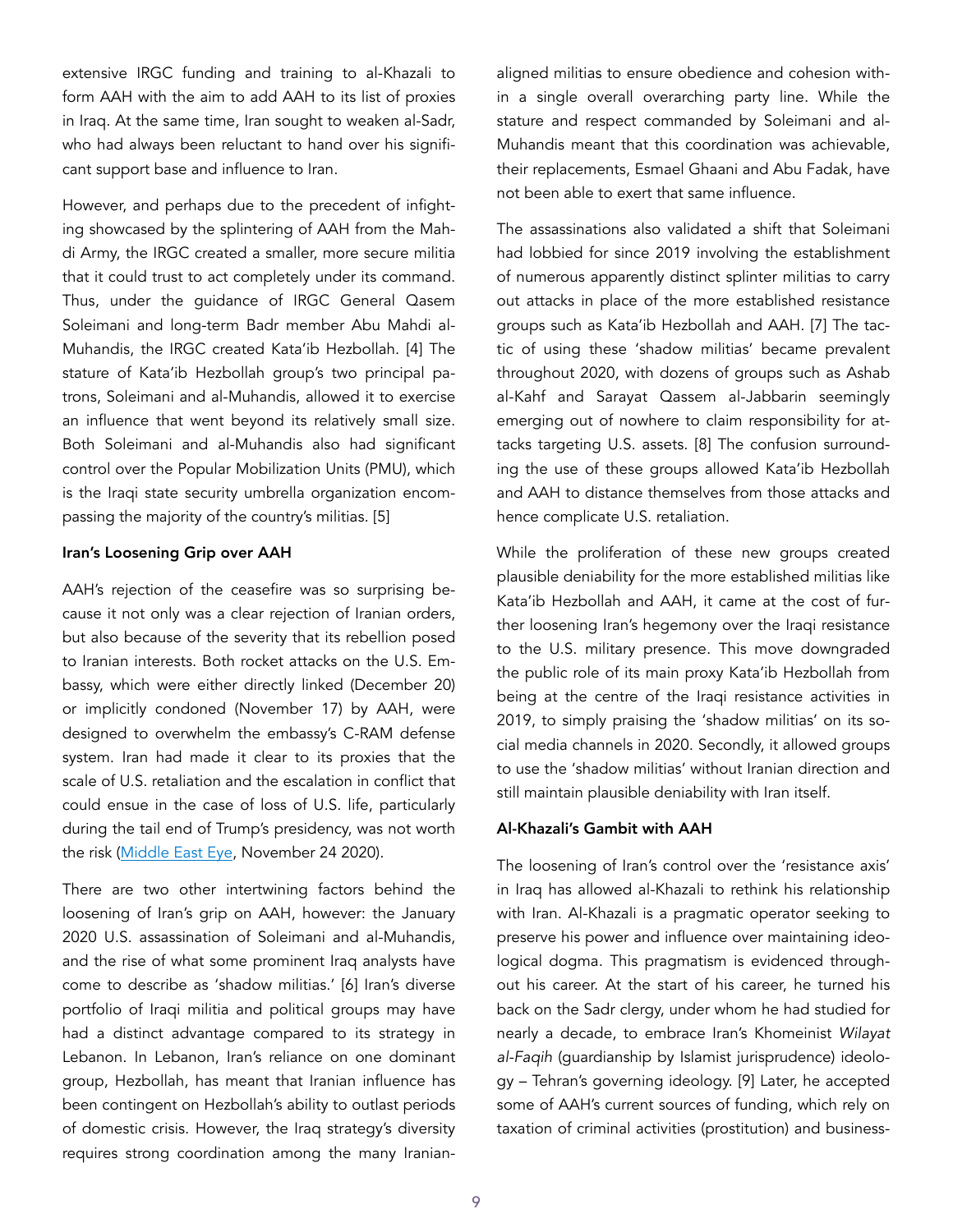extensive IRGC funding and training to al-Khazali to form AAH with the aim to add AAH to its list of proxies in Iraq. At the same time, Iran sought to weaken al-Sadr, who had always been reluctant to hand over his significant support base and influence to Iran.

However, and perhaps due to the precedent of infighting showcased by the splintering of AAH from the Mahdi Army, the IRGC created a smaller, more secure militia that it could trust to act completely under its command. Thus, under the guidance of IRGC General Qasem Soleimani and long-term Badr member Abu Mahdi al-Muhandis, the IRGC created Kata'ib Hezbollah. [4] The stature of Kata'ib Hezbollah group's two principal patrons, Soleimani and al-Muhandis, allowed it to exercise an influence that went beyond its relatively small size. Both Soleimani and al-Muhandis also had significant control over the Popular Mobilization Units (PMU), which is the Iraqi state security umbrella organization encompassing the majority of the country's militias. [5]

**Iran's Loosening Grip over AAH**

AAH's rejection of the ceasefire was so surprising because it not only was a clear rejection of Iranian orders, but also because of the severity that its rebellion posed to Iranian interests. Both rocket attacks on the U.S. Embassy, which were either directly linked (December 20) or implicitly condoned (November 17) by AAH, were designed to overwhelm the embassy's C-RAM defense system. Iran had made it clear to its proxies that the scale of U.S. retaliation and the escalation in conflict that could ensue in the case of loss of U.S. life, particularly during the tail end of Trump's presidency, was not worth the risk (Middle East Eye, November 24 2020).

There are two other intertwining factors behind the loosening of Iran's grip on AAH, however: the January 2020 U.S. assassination of Soleimani and al-Muhandis, and the rise of what some prominent Iraq analysts have come to describe as 'shadow militias.' [6] Iran's diverse portfolio of Iraqi militia and political groups may have had a distinct advantage compared to its strategy in Lebanon. In Lebanon, Iran's reliance on one dominant group, Hezbollah, has meant that Iranian influence has been contingent on Hezbollah's ability to outlast periods of domestic crisis. However, the Iraq strategy's diversity requires strong coordination among the many Iranian-aligned militias to ensure obedience and cohesion within a single overall overarching party line. While the stature and respect commanded by Soleimani and al-Muhandis meant that this coordination was achievable, their replacements, Esmael Ghaani and Abu Fadak, have not been able to exert that same influence.

The assassinations also validated a shift that Soleimani had lobbied for since 2019 involving the establishment of numerous apparently distinct splinter militias to carry out attacks in place of the more established resistance groups such as Kata'ib Hezbollah and AAH. [7] The tactic of using these 'shadow militias' became prevalent throughout 2020, with dozens of groups such as Ashab al-Kahf and Sarayat Qassem al-Jabbarin seemingly emerging out of nowhere to claim responsibility for attacks targeting U.S. assets. [8] The confusion surrounding the use of these groups allowed Kata'ib Hezbollah and AAH to distance themselves from those attacks and hence complicate U.S. retaliation.

While the proliferation of these new groups created plausible deniability for the more established militias like Kata'ib Hezbollah and AAH, it came at the cost of further loosening Iran's hegemony over the Iraqi resistance to the U.S. military presence. This move downgraded the public role of its main proxy Kata'ib Hezbollah from being at the centre of the Iraqi resistance activities in 2019, to simply praising the 'shadow militias' on its social media channels in 2020. Secondly, it allowed groups to use the 'shadow militias' without Iranian direction and still maintain plausible deniability with Iran itself.

**Al-Khazali's Gambit with AAH**

The loosening of Iran's control over the 'resistance axis' in Iraq has allowed al-Khazali to rethink his relationship with Iran. Al-Khazali is a pragmatic operator seeking to preserve his power and influence over maintaining ideological dogma. This pragmatism is evidenced throughout his career. At the start of his career, he turned his back on the Sadr clergy, under whom he had studied for nearly a decade, to embrace Iran's Khomeinist *Wilayat al-Faqih* (guardianship by Islamist jurisprudence) ideology – Tehran's governing ideology. [9] Later, he accepted some of AAH's current sources of funding, which rely on taxation of criminal activities (prostitution) and business-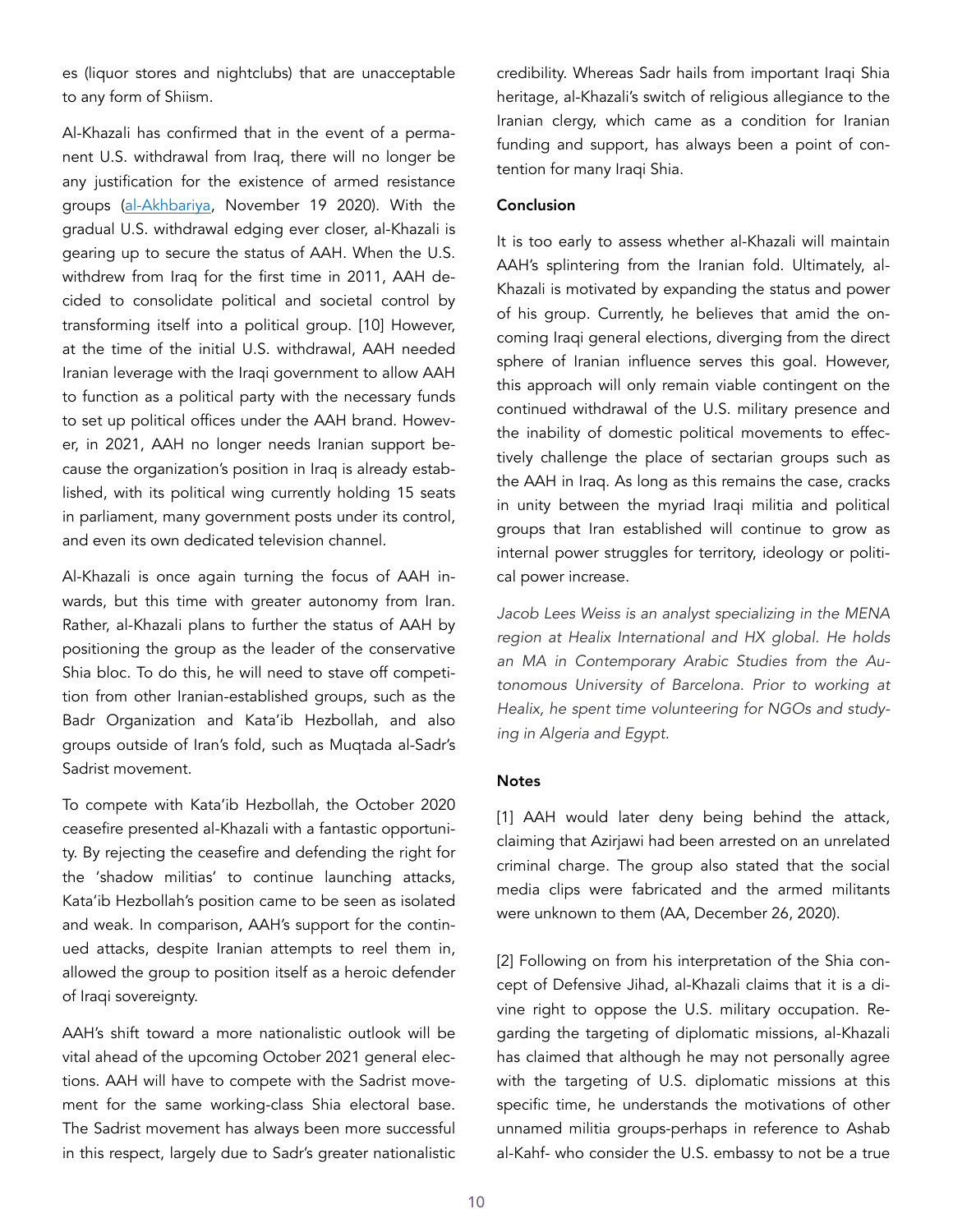es (liquor stores and nightclubs) that are unacceptable to any form of Shiism.

Al-Khazali has confirmed that in the event of a permanent U.S. withdrawal from Iraq, there will no longer be any justification for the existence of armed resistance groups (al-Akhbariya, November 19 2020). With the gradual U.S. withdrawal edging ever closer, al-Khazali is gearing up to secure the status of AAH. When the U.S. withdrew from Iraq for the first time in 2011, AAH decided to consolidate political and societal control by transforming itself into a political group. [10] However, at the time of the initial U.S. withdrawal, AAH needed Iranian leverage with the Iraqi government to allow AAH to function as a political party with the necessary funds to set up political offices under the AAH brand. However, in 2021, AAH no longer needs Iranian support because the organization's position in Iraq is already established, with its political wing currently holding 15 seats in parliament, many government posts under its control, and even its own dedicated television channel.

Al-Khazali is once again turning the focus of AAH inwards, but this time with greater autonomy from Iran. Rather, al-Khazali plans to further the status of AAH by positioning the group as the leader of the conservative Shia bloc. To do this, he will need to stave off competition from other Iranian-established groups, such as the Badr Organization and Kata'ib Hezbollah, and also groups outside of Iran's fold, such as Muqtada al-Sadr's Sadrist movement.

To compete with Kata'ib Hezbollah, the October 2020 ceasefire presented al-Khazali with a fantastic opportunity. By rejecting the ceasefire and defending the right for the 'shadow militias' to continue launching attacks, Kata'ib Hezbollah's position came to be seen as isolated and weak. In comparison, AAH's support for the continued attacks, despite Iranian attempts to reel them in, allowed the group to position itself as a heroic defender of Iraqi sovereignty.

AAH's shift toward a more nationalistic outlook will be vital ahead of the upcoming October 2021 general elections. AAH will have to compete with the Sadrist movement for the same working-class Shia electoral base. The Sadrist movement has always been more successful in this respect, largely due to Sadr's greater nationalistic credibility. Whereas Sadr hails from important Iraqi Shia heritage, al-Khazali's switch of religious allegiance to the Iranian clergy, which came as a condition for Iranian funding and support, has always been a point of contention for many Iraqi Shia.

**Conclusion**

It is too early to assess whether al-Khazali will maintain AAH's splintering from the Iranian fold. Ultimately, al-Khazali is motivated by expanding the status and power of his group. Currently, he believes that amid the oncoming Iraqi general elections, diverging from the direct sphere of Iranian influence serves this goal. However, this approach will only remain viable contingent on the continued withdrawal of the U.S. military presence and the inability of domestic political movements to effectively challenge the place of sectarian groups such as the AAH in Iraq. As long as this remains the case, cracks in unity between the myriad Iraqi militia and political groups that Iran established will continue to grow as internal power struggles for territory, ideology or political power increase.

*Jacob Lees Weiss is an analyst specializing in the MENA region at Healix International and HX global. He holds an MA in Contemporary Arabic Studies from the Autonomous University of Barcelona. Prior to working at Healix, he spent time volunteering for NGOs and studying in Algeria and Egypt.*

**Notes**

[1] AAH would later deny being behind the attack, claiming that Azirjawi had been arrested on an unrelated criminal charge. The group also stated that the social media clips were fabricated and the armed militants were unknown to them (AA, December 26, 2020).

[2] Following on from his interpretation of the Shia concept of Defensive Jihad, al-Khazali claims that it is a divine right to oppose the U.S. military occupation. Regarding the targeting of diplomatic missions, al-Khazali has claimed that although he may not personally agree with the targeting of U.S. diplomatic missions at this specific time, he understands the motivations of other unnamed militia groups-perhaps in reference to Ashab al-Kahf- who consider the U.S. embassy to not be a true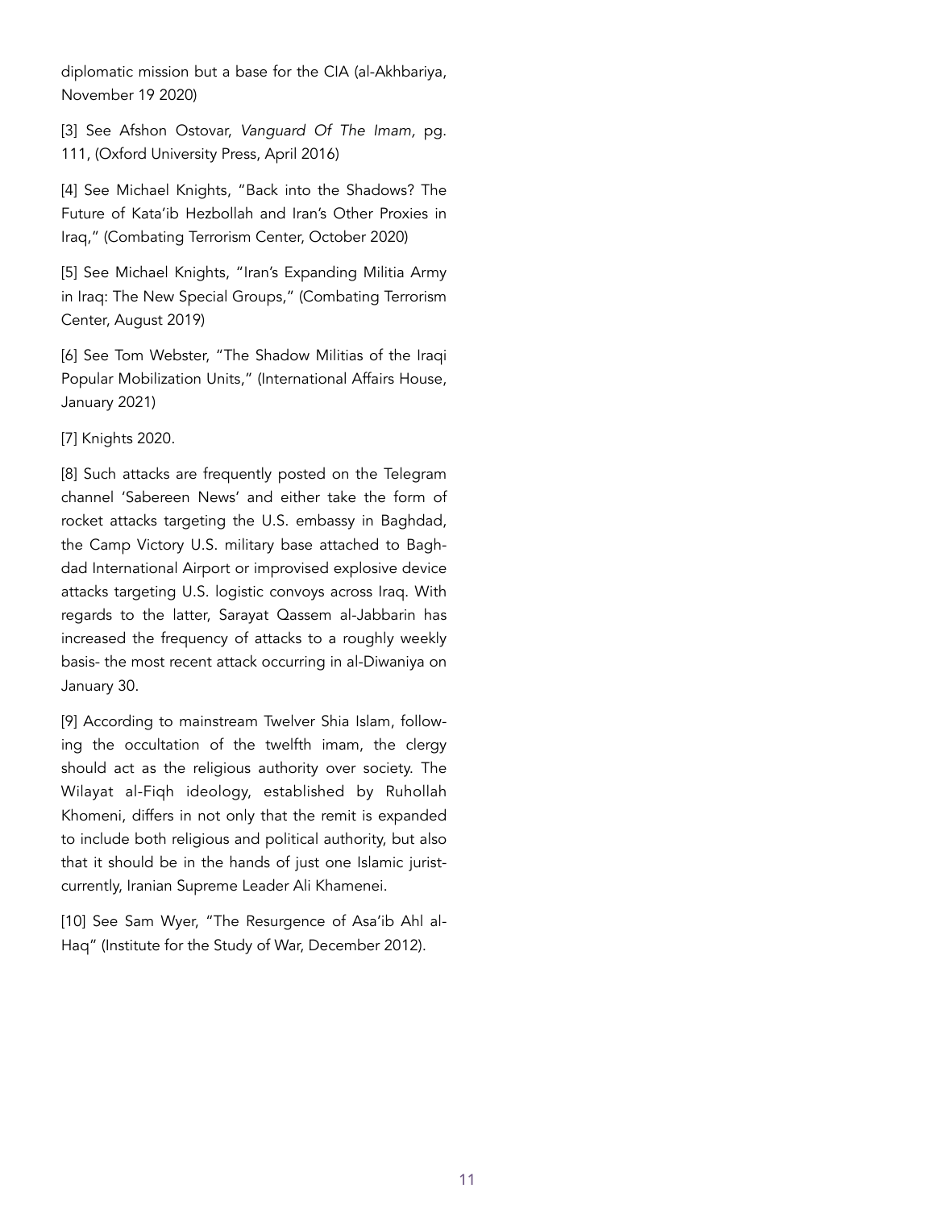diplomatic mission but a base for the CIA (al-Akhbariya, November 19 2020)

[3] See Afshon Ostovar, *Vanguard Of The Imam*, pg. 111, (Oxford University Press, April 2016)

[4] See Michael Knights, "Back into the Shadows? The Future of Kata'ib Hezbollah and Iran's Other Proxies in Iraq," (Combating Terrorism Center, October 2020)

[5] See Michael Knights, "Iran's Expanding Militia Army in Iraq: The New Special Groups," (Combating Terrorism Center, August 2019)

[6] See Tom Webster, "The Shadow Militias of the Iraqi Popular Mobilization Units," (International Affairs House, January 2021)

[7] Knights 2020.

[8] Such attacks are frequently posted on the Telegram channel 'Sabereen News' and either take the form of rocket attacks targeting the U.S. embassy in Baghdad, the Camp Victory U.S. military base attached to Baghdad International Airport or improvised explosive device attacks targeting U.S. logistic convoys across Iraq. With regards to the latter, Sarayat Qassem al-Jabbarin has increased the frequency of attacks to a roughly weekly basis- the most recent attack occurring in al-Diwaniya on January 30.

[9] According to mainstream Twelver Shia Islam, following the occultation of the twelfth imam, the clergy should act as the religious authority over society. The Wilayat al-Fiqh ideology, established by Ruhollah Khomeni, differs in not only that the remit is expanded to include both religious and political authority, but also that it should be in the hands of just one Islamic jurist- currently, Iranian Supreme Leader Ali Khamenei.

[10] See Sam Wyer, "The Resurgence of Asa'ib Ahl al-Haq" (Institute for the Study of War, December 2012).